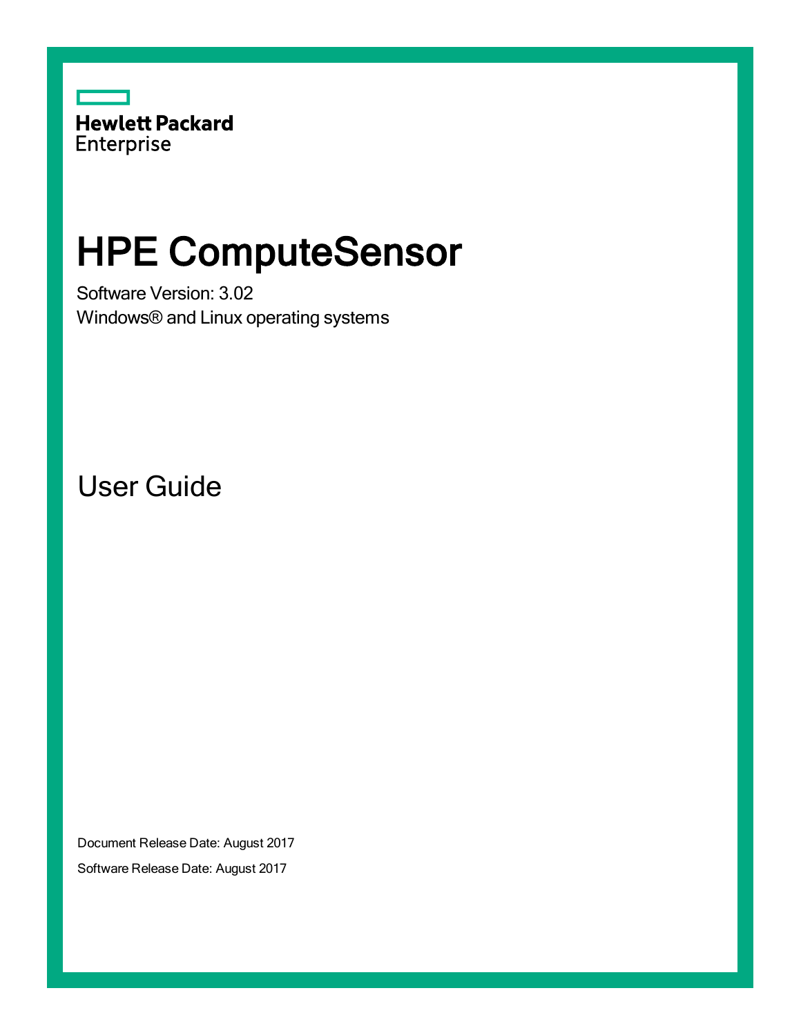Hewlett Packard Enterprise

# HPE ComputeSensor

Software Version: 3.02

Windows® and Linux operating systems

## User Guide

Document Release Date: August 2017

Software Release Date: August 2017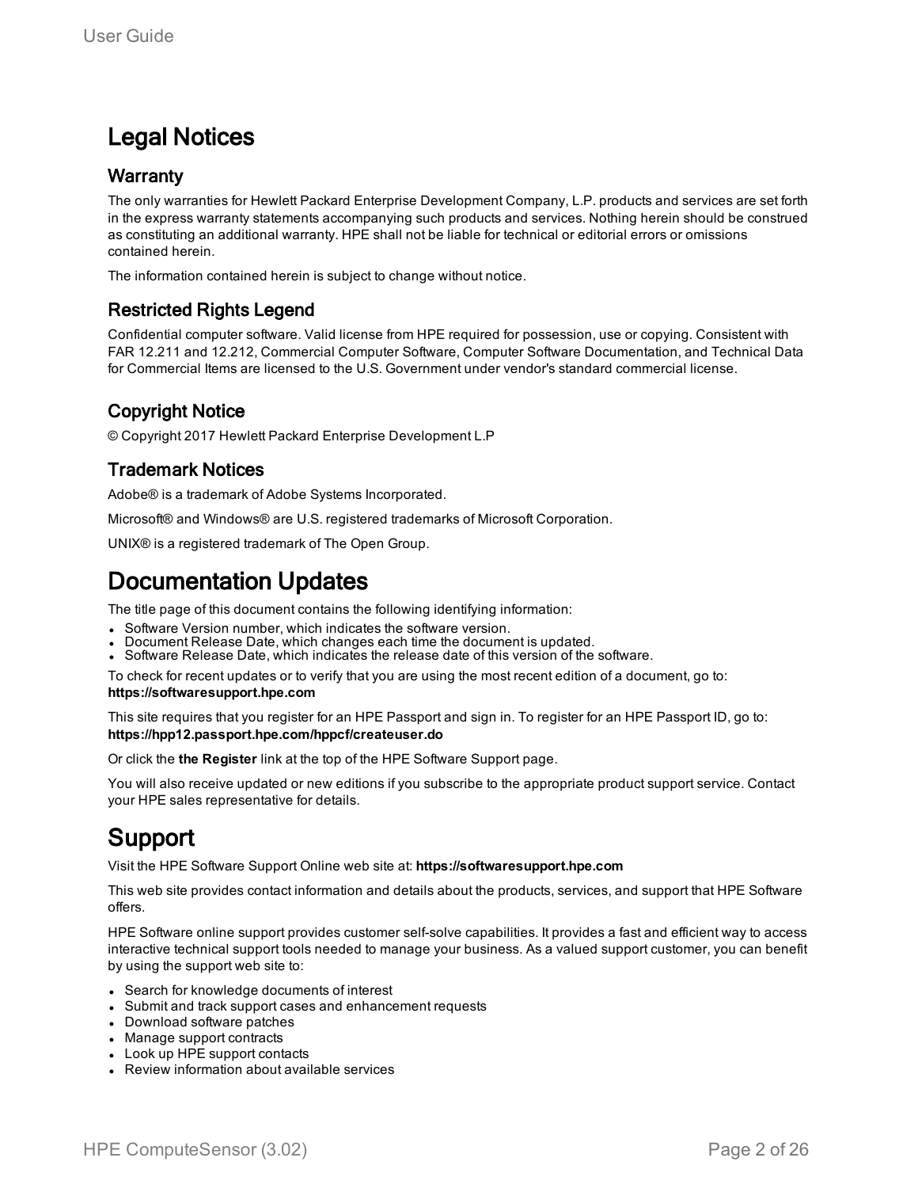# Legal Notices

## Warranty

The only warranties for Hewlett Packard Enterprise Development Company, L.P. products and services are set forth in the express warranty statements accompanying such products and services. Nothing herein should be construed as constituting an additional warranty. HPE shall not be liable for technical or editorial errors or omissions contained herein.

The information contained herein is subject to change without notice.

## Restricted Rights Legend

Confidential computer software. Valid license from HPE required for possession, use or copying. Consistent with FAR 12.211 and 12.212, Commercial Computer Software, Computer Software Documentation, and Technical Data for Commercial Items are licensed to the U.S. Government under vendor's standard commercial license.

## Copyright Notice

© Copyright 2017 Hewlett Packard Enterprise Development L.P

## Trademark Notices

Adobe® is a trademark of Adobe Systems Incorporated.

Microsoft® and Windows® are U.S. registered trademarks of Microsoft Corporation.

UNIX® is a registered trademark of The Open Group.

# Documentation Updates

The title page of this document contains the following identifying information:

- Software Version number, which indicates the software version.
- Document Release Date, which changes each time the document is updated.
- Software Release Date, which indicates the release date of this version of the software.

To check for recent updates or to verify that you are using the most recent edition of a document, go to: **https://softwaresupport.hpe.com**

This site requires that you register for an HPE Passport and sign in. To register for an HPE Passport ID, go to: **https://hpp12.passport.hpe.com/hppcf/createuser.do**

Or click the **the Register** link at the top of the HPE Software Support page.

You will also receive updated or new editions if you subscribe to the appropriate product support service. Contact your HPE sales representative for details.

# Support

Visit the HPE Software Support Online web site at: **https://softwaresupport.hpe.com**

This web site provides contact information and details about the products, services, and support that HPE Software offers.

HPE Software online support provides customer self-solve capabilities. It provides a fast and efficient way to access interactive technical support tools needed to manage your business. As a valued support customer, you can benefit by using the support web site to:

- Search for knowledge documents of interest
- Submit and track support cases and enhancement requests
- Download software patches
- Manage support contracts
- Look up HPE support contacts
- Review information about available services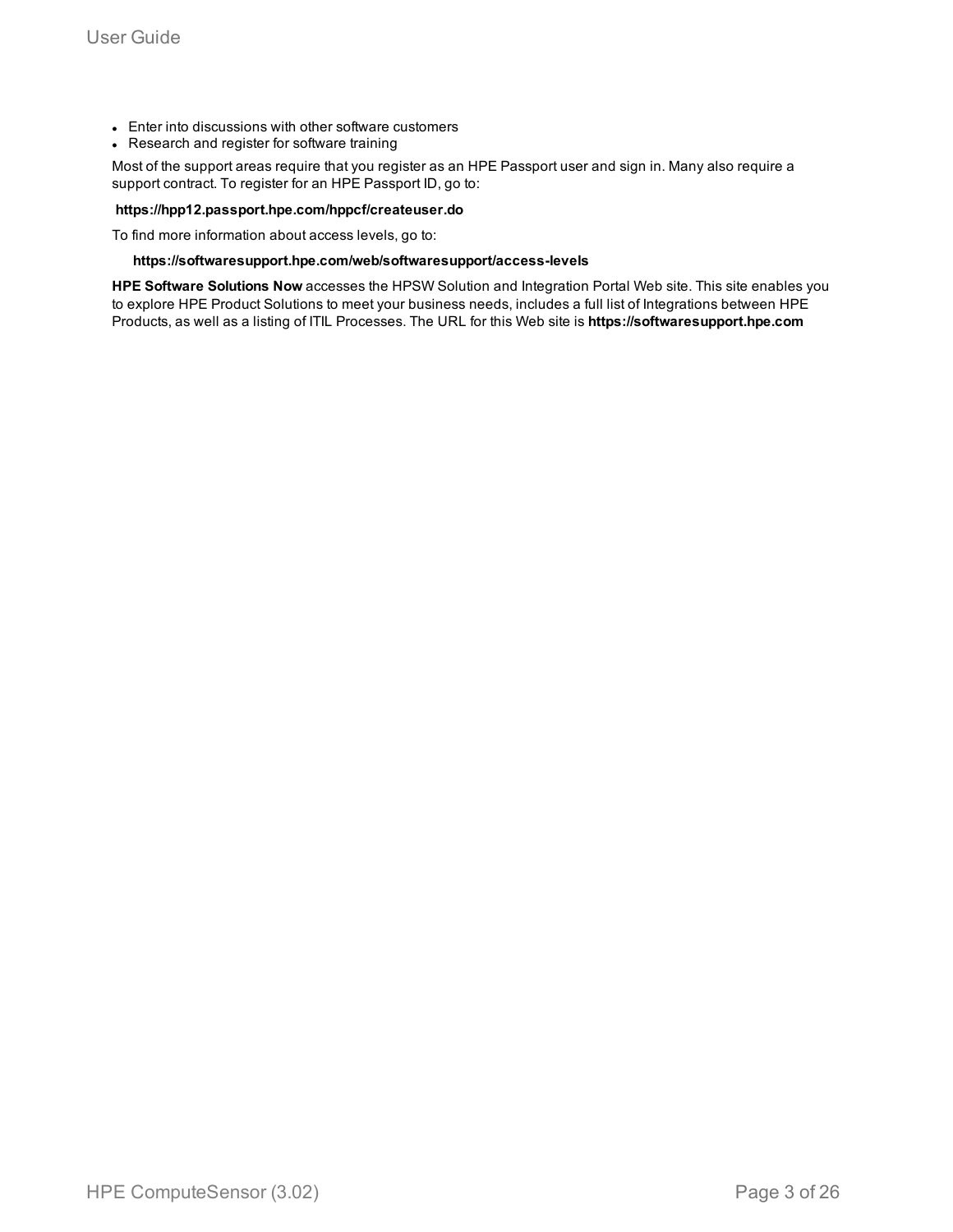- Enter into discussions with other software customers
- Research and register for software training

Most of the support areas require that you register as an HPE Passport user and sign in. Many also require a support contract. To register for an HPE Passport ID, go to:

**https://hpp12.passport.hpe.com/hppcf/createuser.do**

To find more information about access levels, go to:

**https://softwaresupport.hpe.com/web/softwaresupport/access-levels**

**HPE Software Solutions Now** accesses the HPSW Solution and Integration Portal Web site. This site enables you to explore HPE Product Solutions to meet your business needs, includes a full list of Integrations between HPE Products, as well as a listing of ITIL Processes. The URL for this Web site is **https://softwaresupport.hpe.com**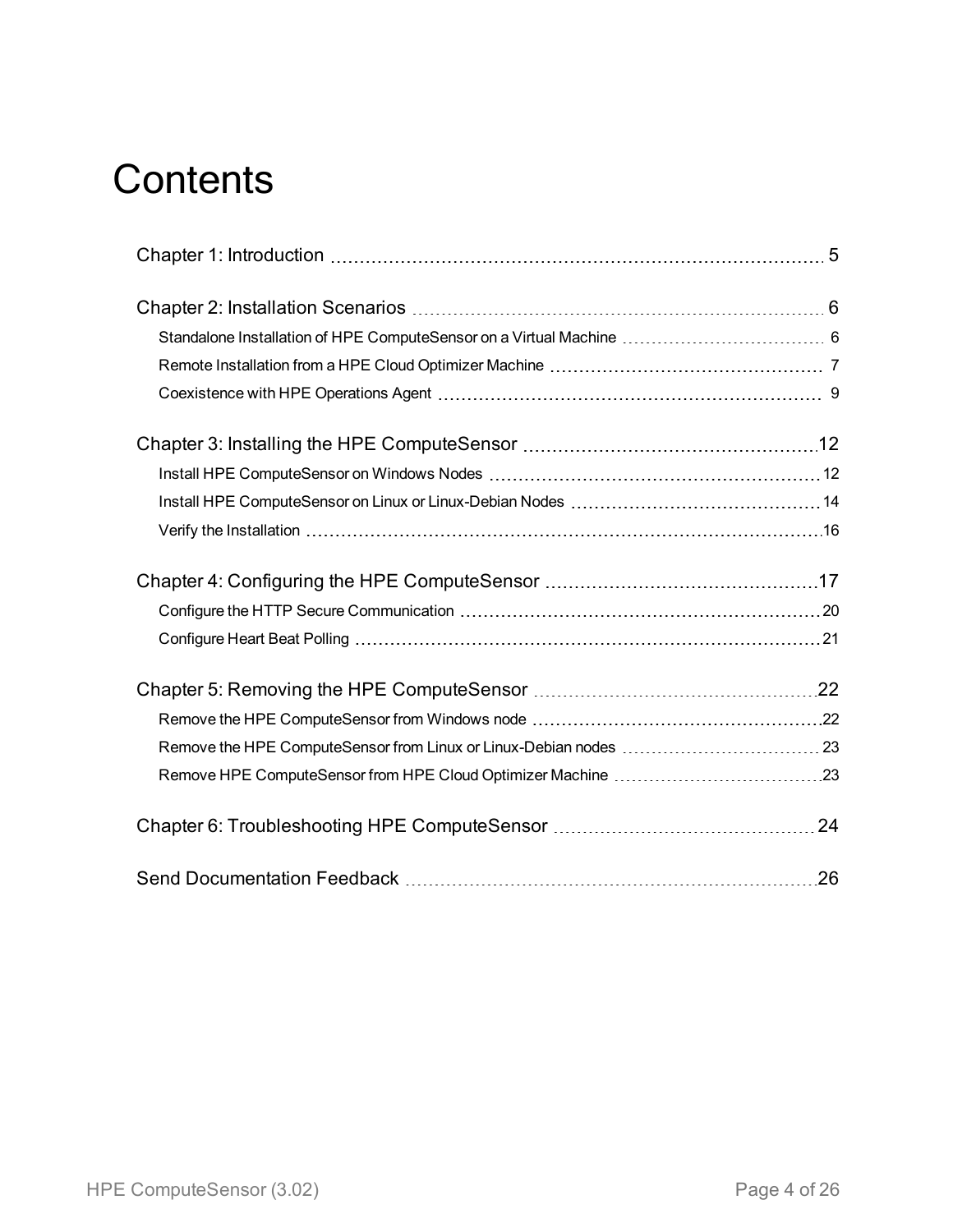# Contents

- Chapter 1: Introduction 5
- Chapter 2: Installation Scenarios 6
  - Standalone Installation of HPE ComputeSensor on a Virtual Machine 6
  - Remote Installation from a HPE Cloud Optimizer Machine 7
  - Coexistence with HPE Operations Agent 9
- Chapter 3: Installing the HPE ComputeSensor 12
  - Install HPE ComputeSensor on Windows Nodes 12
  - Install HPE ComputeSensor on Linux or Linux-Debian Nodes 14
  - Verify the Installation 16
- Chapter 4: Configuring the HPE ComputeSensor 17
  - Configure the HTTP Secure Communication 20
  - Configure Heart Beat Polling 21
- Chapter 5: Removing the HPE ComputeSensor 22
  - Remove the HPE ComputeSensor from Windows node 22
  - Remove the HPE ComputeSensor from Linux or Linux-Debian nodes 23
  - Remove HPE ComputeSensor from HPE Cloud Optimizer Machine 23
- Chapter 6: Troubleshooting HPE ComputeSensor 24
- Send Documentation Feedback 26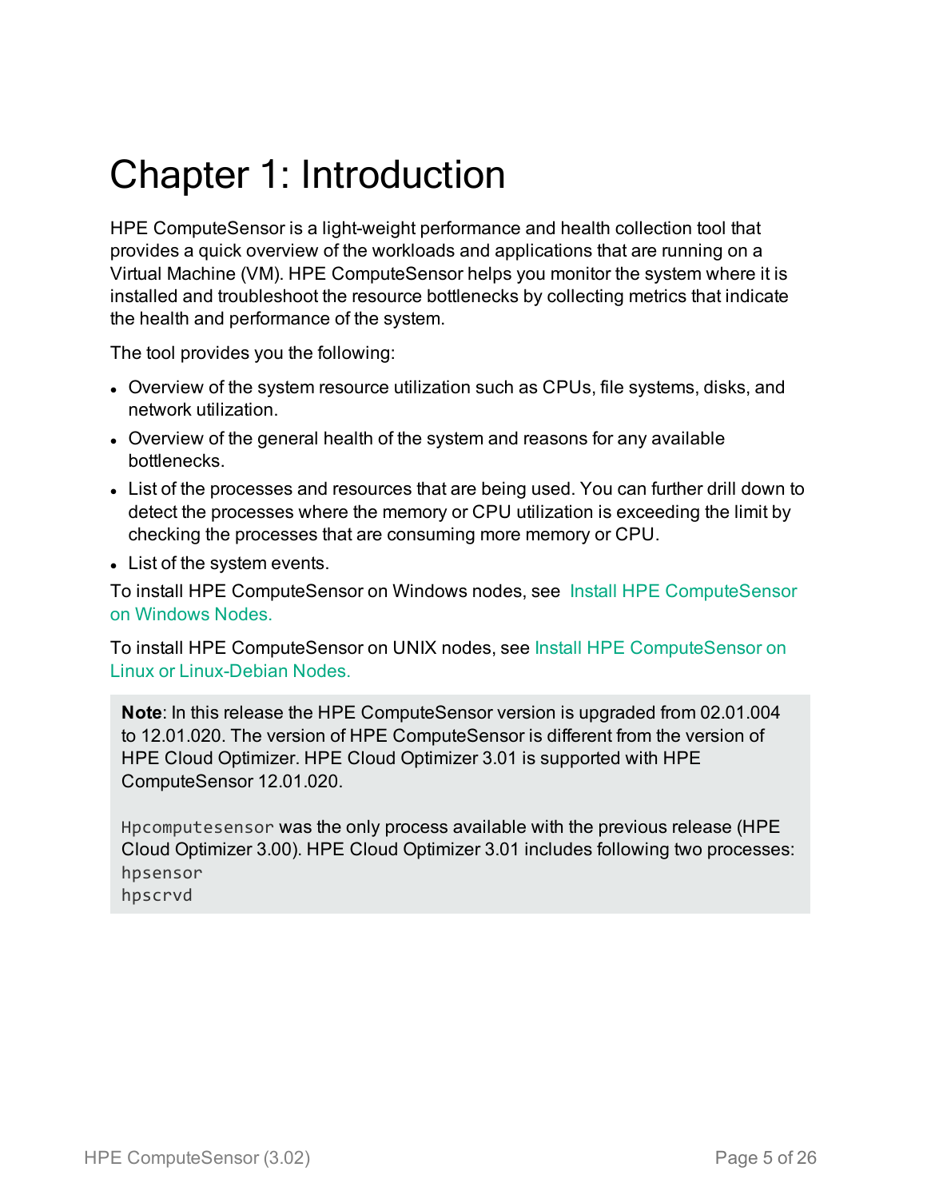# Chapter 1: Introduction

HPE ComputeSensor is a light-weight performance and health collection tool that provides a quick overview of the workloads and applications that are running on a Virtual Machine (VM). HPE ComputeSensor helps you monitor the system where it is installed and troubleshoot the resource bottlenecks by collecting metrics that indicate the health and performance of the system.

The tool provides you the following:

- Overview of the system resource utilization such as CPUs, file systems, disks, and network utilization.
- Overview of the general health of the system and reasons for any available bottlenecks.
- List of the processes and resources that are being used. You can further drill down to detect the processes where the memory or CPU utilization is exceeding the limit by checking the processes that are consuming more memory or CPU.
- List of the system events.

To install HPE ComputeSensor on Windows nodes, see Install HPE ComputeSensor on Windows Nodes.

To install HPE ComputeSensor on UNIX nodes, see Install HPE ComputeSensor on Linux or Linux-Debian Nodes.

> **Note**: In this release the HPE ComputeSensor version is upgraded from 02.01.004 to 12.01.020. The version of HPE ComputeSensor is different from the version of HPE Cloud Optimizer. HPE Cloud Optimizer 3.01 is supported with HPE ComputeSensor 12.01.020.
>
> `Hpcomputesensor` was the only process available with the previous release (HPE Cloud Optimizer 3.00). HPE Cloud Optimizer 3.01 includes following two processes:
> `hpsensor`
> `hpscrvd`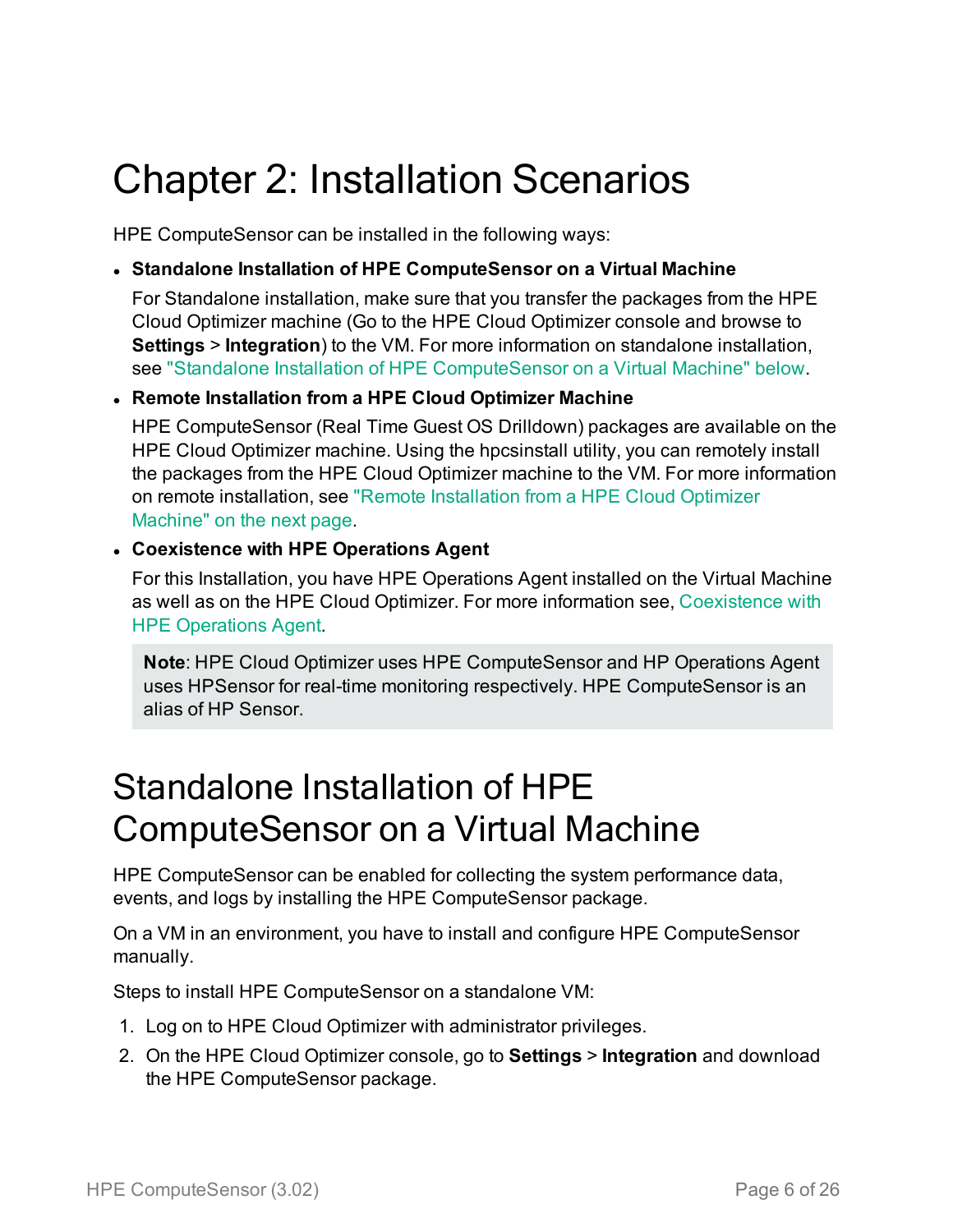# Chapter 2: Installation Scenarios

HPE ComputeSensor can be installed in the following ways:

- **Standalone Installation of HPE ComputeSensor on a Virtual Machine**

  For Standalone installation, make sure that you transfer the packages from the HPE Cloud Optimizer machine (Go to the HPE Cloud Optimizer console and browse to **Settings** > **Integration**) to the VM. For more information on standalone installation, see "Standalone Installation of HPE ComputeSensor on a Virtual Machine" below.

- **Remote Installation from a HPE Cloud Optimizer Machine**

  HPE ComputeSensor (Real Time Guest OS Drilldown) packages are available on the HPE Cloud Optimizer machine. Using the hpcsinstall utility, you can remotely install the packages from the HPE Cloud Optimizer machine to the VM. For more information on remote installation, see "Remote Installation from a HPE Cloud Optimizer Machine" on the next page.

- **Coexistence with HPE Operations Agent**

  For this Installation, you have HPE Operations Agent installed on the Virtual Machine as well as on the HPE Cloud Optimizer. For more information see, Coexistence with HPE Operations Agent.

  > **Note**: HPE Cloud Optimizer uses HPE ComputeSensor and HP Operations Agent uses HPSensor for real-time monitoring respectively. HPE ComputeSensor is an alias of HP Sensor.

# Standalone Installation of HPE ComputeSensor on a Virtual Machine

HPE ComputeSensor can be enabled for collecting the system performance data, events, and logs by installing the HPE ComputeSensor package.

On a VM in an environment, you have to install and configure HPE ComputeSensor manually.

Steps to install HPE ComputeSensor on a standalone VM:

1. Log on to HPE Cloud Optimizer with administrator privileges.
2. On the HPE Cloud Optimizer console, go to **Settings** > **Integration** and download the HPE ComputeSensor package.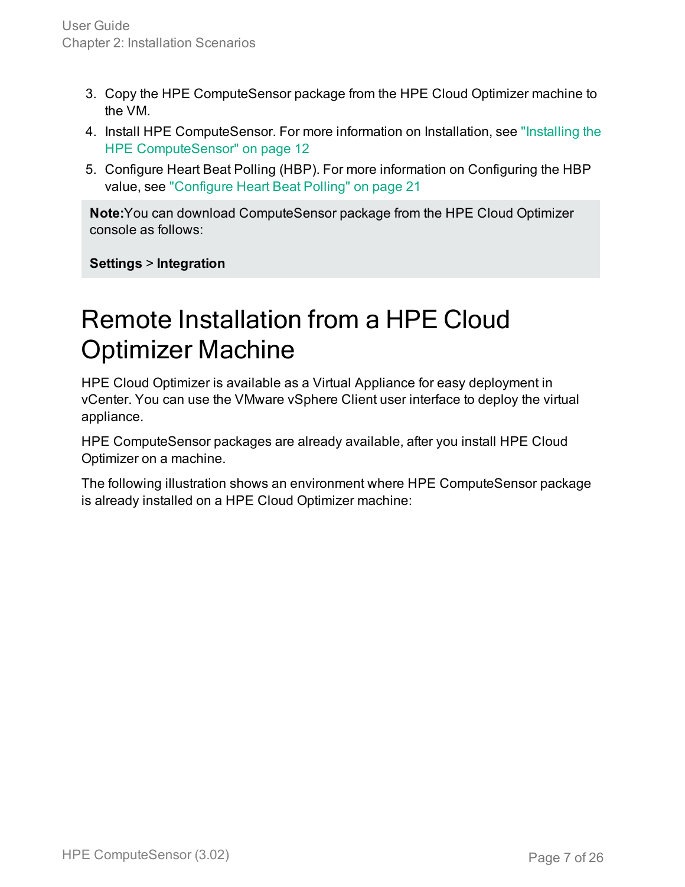3. Copy the HPE ComputeSensor package from the HPE Cloud Optimizer machine to the VM.
4. Install HPE ComputeSensor. For more information on Installation, see "Installing the HPE ComputeSensor" on page 12
5. Configure Heart Beat Polling (HBP). For more information on Configuring the HBP value, see "Configure Heart Beat Polling" on page 21

> **Note:**You can download ComputeSensor package from the HPE Cloud Optimizer console as follows:
>
> **Settings** > **Integration**

# Remote Installation from a HPE Cloud Optimizer Machine

HPE Cloud Optimizer is available as a Virtual Appliance for easy deployment in vCenter. You can use the VMware vSphere Client user interface to deploy the virtual appliance.

HPE ComputeSensor packages are already available, after you install HPE Cloud Optimizer on a machine.

The following illustration shows an environment where HPE ComputeSensor package is already installed on a HPE Cloud Optimizer machine: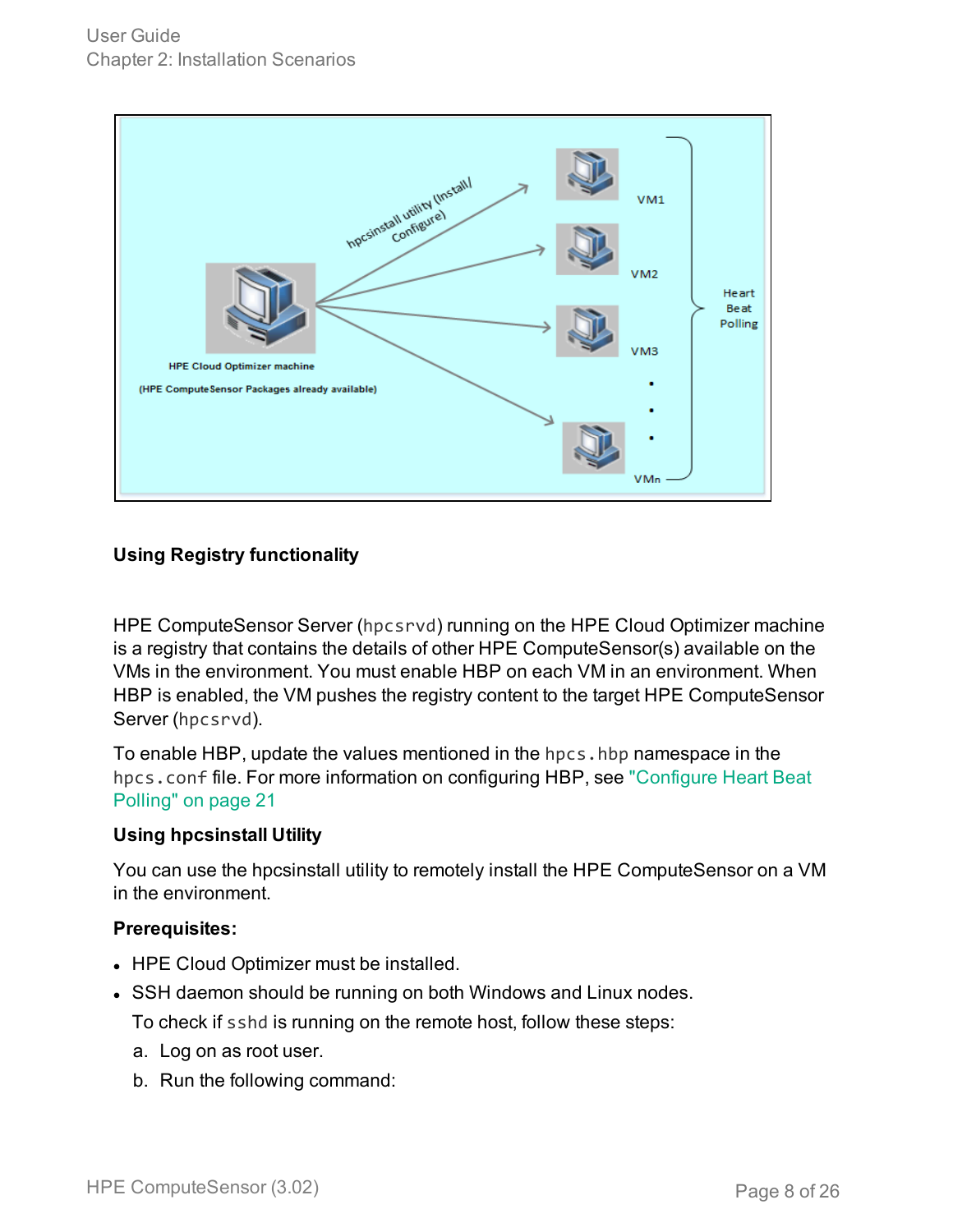**Using Registry functionality**

HPE ComputeSensor Server (`hpcsrvd`) running on the HPE Cloud Optimizer machine is a registry that contains the details of other HPE ComputeSensor(s) available on the VMs in the environment. You must enable HBP on each VM in an environment. When HBP is enabled, the VM pushes the registry content to the target HPE ComputeSensor Server (`hpcsrvd`).

To enable HBP, update the values mentioned in the `hpcs.hbp` namespace in the `hpcs.conf` file. For more information on configuring HBP, see "Configure Heart Beat Polling" on page 21

**Using hpcsinstall Utility**

You can use the hpcsinstall utility to remotely install the HPE ComputeSensor on a VM in the environment.

**Prerequisites:**

- HPE Cloud Optimizer must be installed.
- SSH daemon should be running on both Windows and Linux nodes.

  To check if `sshd` is running on the remote host, follow these steps:

  a. Log on as root user.

  b. Run the following command: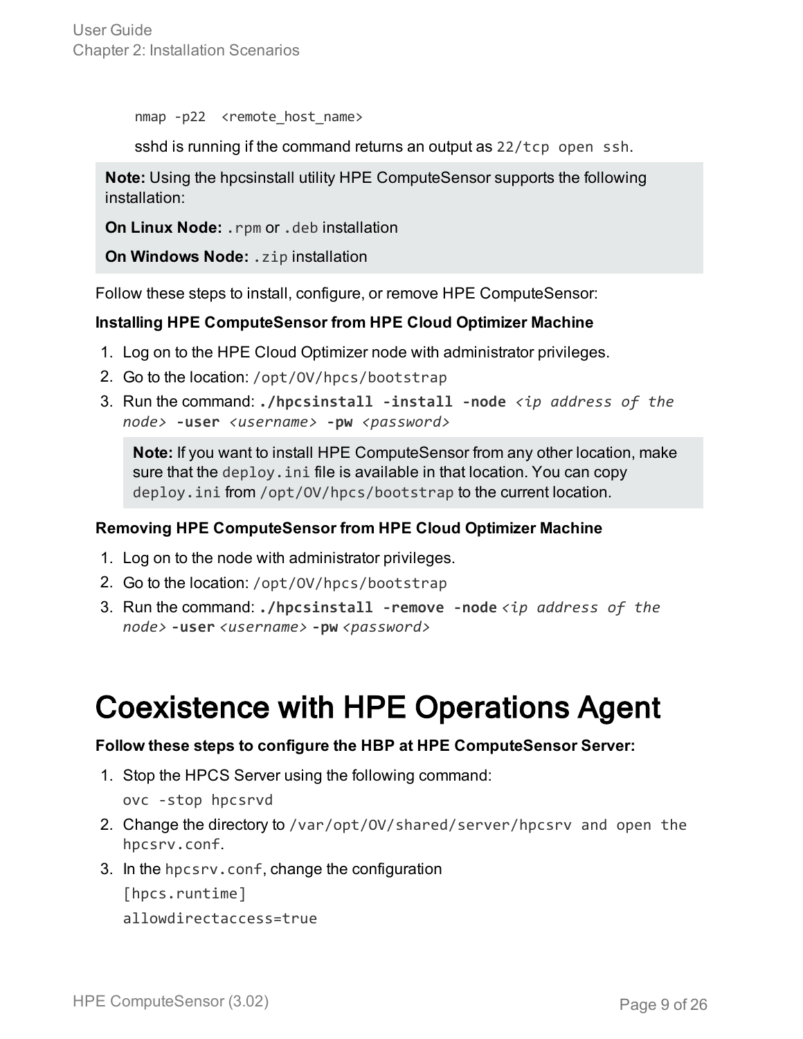```
nmap -p22  <remote_host_name>
```

sshd is running if the command returns an output as `22/tcp open ssh`.

> **Note:** Using the hpcsinstall utility HPE ComputeSensor supports the following installation:
>
> **On Linux Node:** `.rpm` or `.deb` installation
>
> **On Windows Node:** `.zip` installation

Follow these steps to install, configure, or remove HPE ComputeSensor:

**Installing HPE ComputeSensor from HPE Cloud Optimizer Machine**

1. Log on to the HPE Cloud Optimizer node with administrator privileges.
2. Go to the location: `/opt/OV/hpcs/bootstrap`
3. Run the command: **`./hpcsinstall -install -node`** *`<ip address of the node>`* **`-user`** *`<username>`* **`-pw`** *`<password>`*

   > **Note:** If you want to install HPE ComputeSensor from any other location, make sure that the `deploy.ini` file is available in that location. You can copy `deploy.ini` from `/opt/OV/hpcs/bootstrap` to the current location.

**Removing HPE ComputeSensor from HPE Cloud Optimizer Machine**

1. Log on to the node with administrator privileges.
2. Go to the location: `/opt/OV/hpcs/bootstrap`
3. Run the command: **`./hpcsinstall -remove -node`** *`<ip address of the node>`* **`-user`** *`<username>`* **`-pw`** *`<password>`*

# Coexistence with HPE Operations Agent

**Follow these steps to configure the HBP at HPE ComputeSensor Server:**

1. Stop the HPCS Server using the following command:

   `ovc -stop hpcsrvd`

2. Change the directory to `/var/opt/OV/shared/server/hpcsrv and open the hpcsrv.conf`.
3. In the `hpcsrv.conf`, change the configuration

   ```
   [hpcs.runtime]
   allowdirectaccess=true
   ```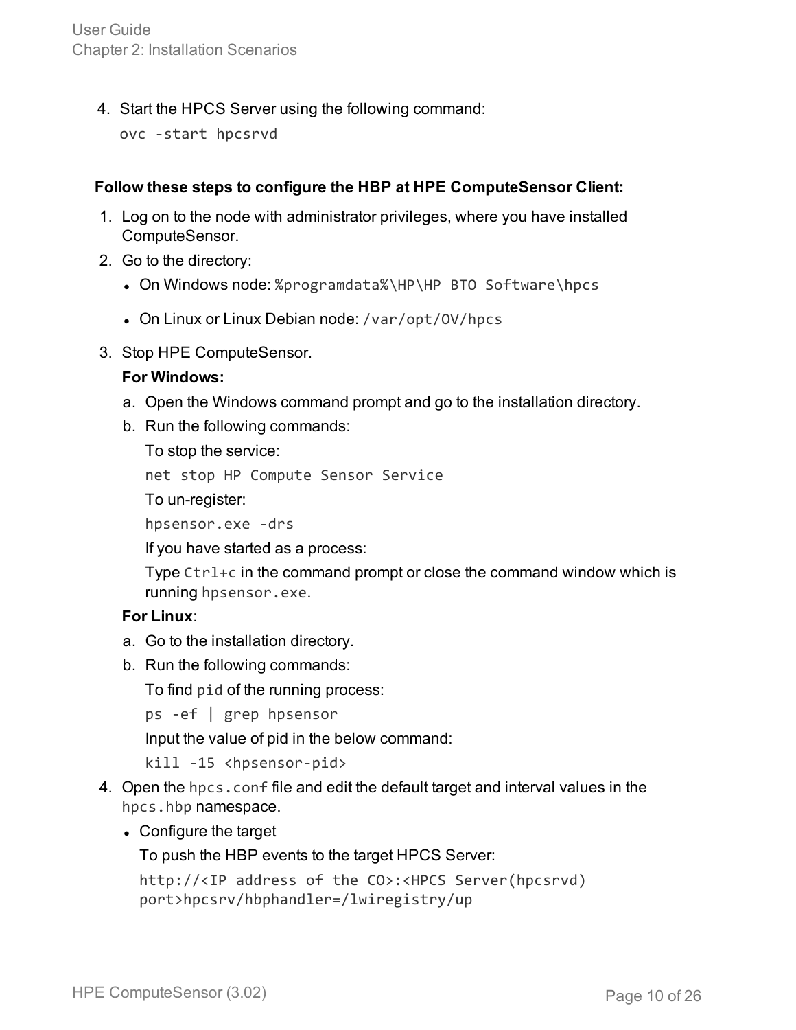4. Start the HPCS Server using the following command:

   ```
   ovc -start hpcsrvd
   ```

**Follow these steps to configure the HBP at HPE ComputeSensor Client:**

1. Log on to the node with administrator privileges, where you have installed ComputeSensor.
2. Go to the directory:
   - On Windows node: `%programdata%\HP\HP BTO Software\hpcs`
   - On Linux or Linux Debian node: `/var/opt/OV/hpcs`
3. Stop HPE ComputeSensor.

   **For Windows:**

   a. Open the Windows command prompt and go to the installation directory.

   b. Run the following commands:

      To stop the service:

      ```
      net stop HP Compute Sensor Service
      ```

      To un-register:

      ```
      hpsensor.exe -drs
      ```

      If you have started as a process:

      Type `Ctrl+c` in the command prompt or close the command window which is running `hpsensor.exe`.

   **For Linux**:

   a. Go to the installation directory.

   b. Run the following commands:

      To find `pid` of the running process:

      ```
      ps -ef | grep hpsensor
      ```

      Input the value of pid in the below command:

      ```
      kill -15 <hpsensor-pid>
      ```

4. Open the `hpcs.conf` file and edit the default target and interval values in the `hpcs.hbp` namespace.
   - Configure the target

     To push the HBP events to the target HPCS Server:

     ```
     http://<IP address of the CO>:<HPCS Server(hpcsrvd)
     port>hpcsrv/hbphandler=/lwiregistry/up
     ```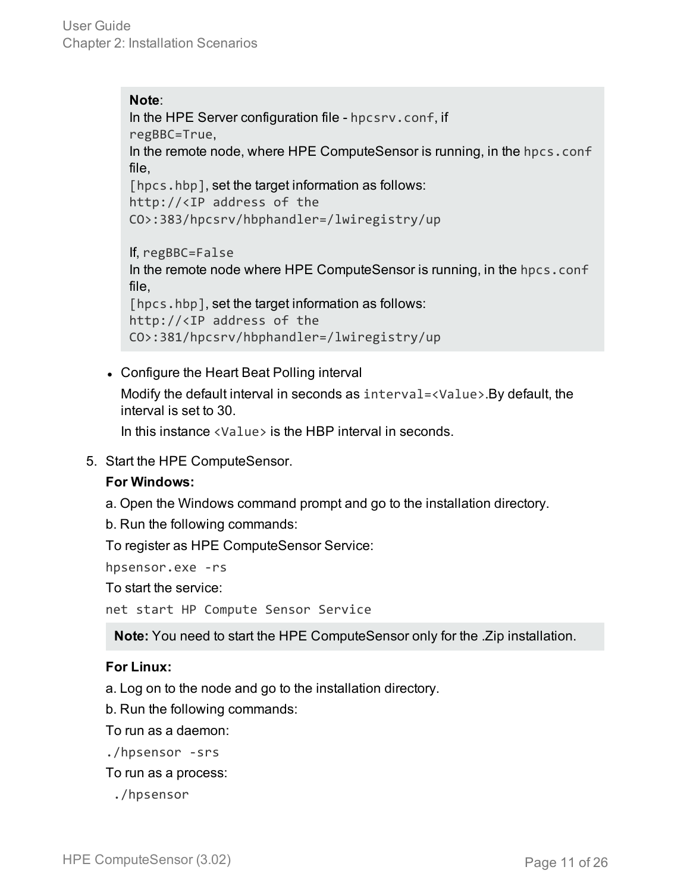> **Note**:
> In the HPE Server configuration file - `hpcsrv.conf`, if
> `regBBC=True`,
> In the remote node, where HPE ComputeSensor is running, in the `hpcs.conf` file,
> `[hpcs.hbp]`, set the target information as follows:
> `http://<IP address of the CO>:383/hpcsrv/hbphandler=/lwiregistry/up`
>
> If, `regBBC=False`
> In the remote node where HPE ComputeSensor is running, in the `hpcs.conf` file,
> `[hpcs.hbp]`, set the target information as follows:
> `http://<IP address of the CO>:381/hpcsrv/hbphandler=/lwiregistry/up`

- Configure the Heart Beat Polling interval

  Modify the default interval in seconds as `interval=<Value>`.By default, the interval is set to 30.

  In this instance `<Value>` is the HBP interval in seconds.

5. Start the HPE ComputeSensor.

   **For Windows:**

   a. Open the Windows command prompt and go to the installation directory.

   b. Run the following commands:

   To register as HPE ComputeSensor Service:

   ```
   hpsensor.exe -rs
   ```

   To start the service:

   ```
   net start HP Compute Sensor Service
   ```

   > **Note:** You need to start the HPE ComputeSensor only for the .Zip installation.

   **For Linux:**

   a. Log on to the node and go to the installation directory.

   b. Run the following commands:

   To run as a daemon:

   ```
   ./hpsensor -srs
   ```

   To run as a process:

   ```
   ./hpsensor
   ```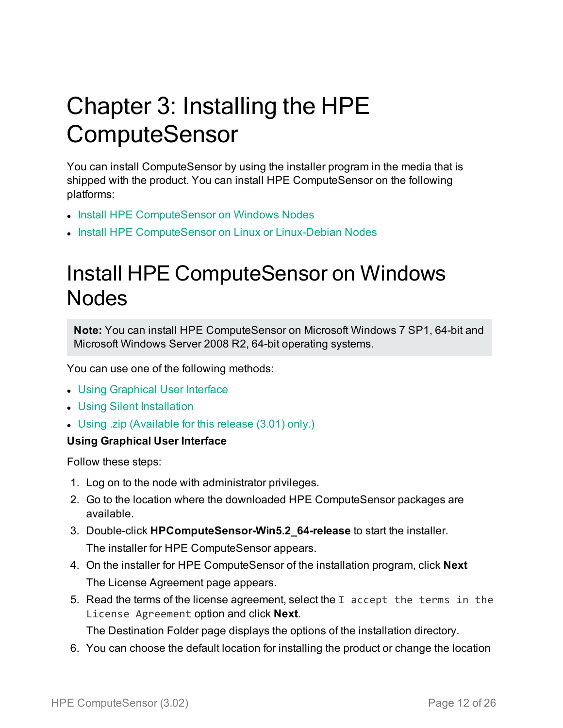# Chapter 3: Installing the HPE ComputeSensor

You can install ComputeSensor by using the installer program in the media that is shipped with the product. You can install HPE ComputeSensor on the following platforms:

- Install HPE ComputeSensor on Windows Nodes
- Install HPE ComputeSensor on Linux or Linux-Debian Nodes

## Install HPE ComputeSensor on Windows Nodes

> **Note:** You can install HPE ComputeSensor on Microsoft Windows 7 SP1, 64-bit and Microsoft Windows Server 2008 R2, 64-bit operating systems.

You can use one of the following methods:

- Using Graphical User Interface
- Using Silent Installation
- Using .zip (Available for this release (3.01) only.)

**Using Graphical User Interface**

Follow these steps:

1. Log on to the node with administrator privileges.
2. Go to the location where the downloaded HPE ComputeSensor packages are available.
3. Double-click **HPComputeSensor-Win5.2_64-release** to start the installer.

   The installer for HPE ComputeSensor appears.
4. On the installer for HPE ComputeSensor of the installation program, click **Next**

   The License Agreement page appears.
5. Read the terms of the license agreement, select the `I accept the terms in the License Agreement` option and click **Next**.

   The Destination Folder page displays the options of the installation directory.
6. You can choose the default location for installing the product or change the location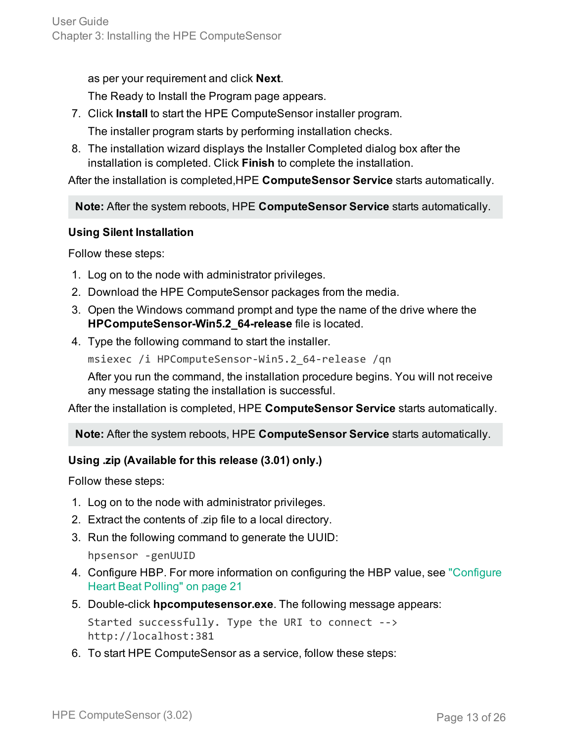as per your requirement and click **Next**.

The Ready to Install the Program page appears.

7. Click **Install** to start the HPE ComputeSensor installer program.

   The installer program starts by performing installation checks.

8. The installation wizard displays the Installer Completed dialog box after the installation is completed. Click **Finish** to complete the installation.

After the installation is completed,HPE **ComputeSensor Service** starts automatically.

**Note:** After the system reboots, HPE **ComputeSensor Service** starts automatically.

**Using Silent Installation**

Follow these steps:

1. Log on to the node with administrator privileges.
2. Download the HPE ComputeSensor packages from the media.
3. Open the Windows command prompt and type the name of the drive where the **HPComputeSensor-Win5.2_64-release** file is located.
4. Type the following command to start the installer.

   ```
   msiexec /i HPComputeSensor-Win5.2_64-release /qn
   ```

   After you run the command, the installation procedure begins. You will not receive any message stating the installation is successful.

After the installation is completed, HPE **ComputeSensor Service** starts automatically.

**Note:** After the system reboots, HPE **ComputeSensor Service** starts automatically.

**Using .zip (Available for this release (3.01) only.)**

Follow these steps:

1. Log on to the node with administrator privileges.
2. Extract the contents of .zip file to a local directory.
3. Run the following command to generate the UUID:

   ```
   hpsensor -genUUID
   ```

4. Configure HBP. For more information on configuring the HBP value, see "Configure Heart Beat Polling" on page 21
5. Double-click **hpcomputesensor.exe**. The following message appears:

   ```
   Started successfully. Type the URI to connect -->
   http://localhost:381
   ```

6. To start HPE ComputeSensor as a service, follow these steps: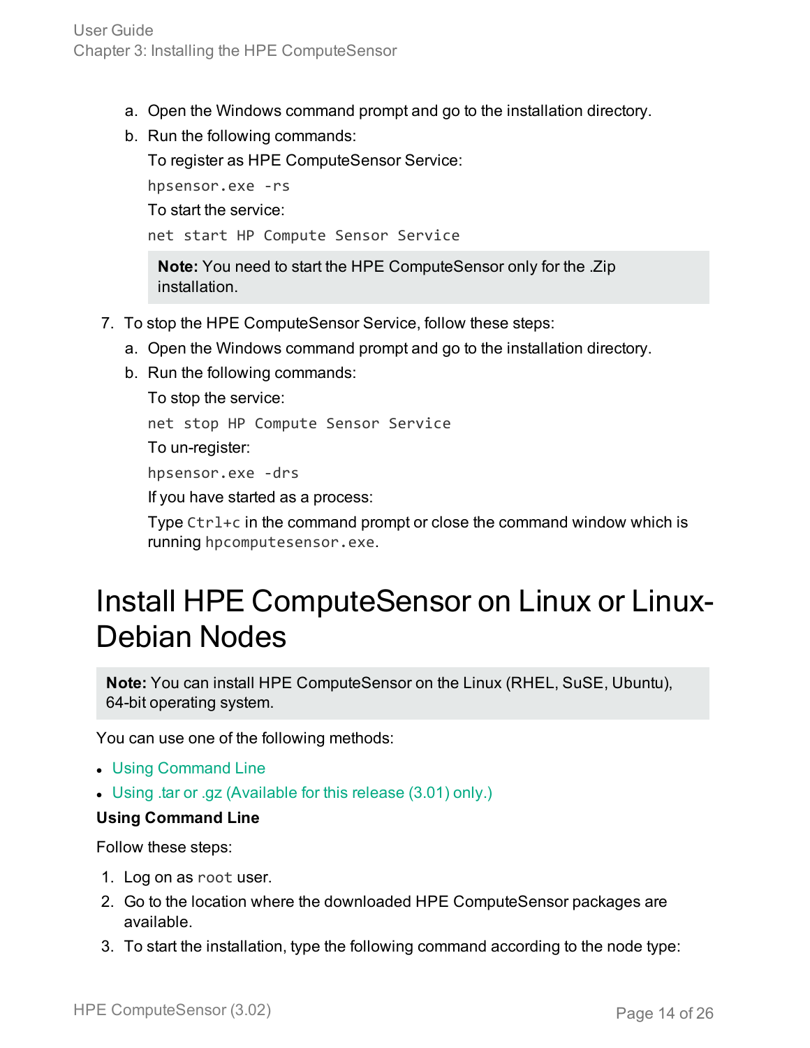a. Open the Windows command prompt and go to the installation directory.
b. Run the following commands:

   To register as HPE ComputeSensor Service:

   ```
   hpsensor.exe -rs
   ```

   To start the service:

   ```
   net start HP Compute Sensor Service
   ```

   **Note:** You need to start the HPE ComputeSensor only for the .Zip installation.

7. To stop the HPE ComputeSensor Service, follow these steps:
   a. Open the Windows command prompt and go to the installation directory.
   b. Run the following commands:

      To stop the service:

      ```
      net stop HP Compute Sensor Service
      ```

      To un-register:

      ```
      hpsensor.exe -drs
      ```

      If you have started as a process:

      Type `Ctrl+c` in the command prompt or close the command window which is running `hpcomputesensor.exe`.

# Install HPE ComputeSensor on Linux or Linux-Debian Nodes

**Note:** You can install HPE ComputeSensor on the Linux (RHEL, SuSE, Ubuntu), 64-bit operating system.

You can use one of the following methods:

- Using Command Line
- Using .tar or .gz (Available for this release (3.01) only.)

**Using Command Line**

Follow these steps:

1. Log on as `root` user.
2. Go to the location where the downloaded HPE ComputeSensor packages are available.
3. To start the installation, type the following command according to the node type: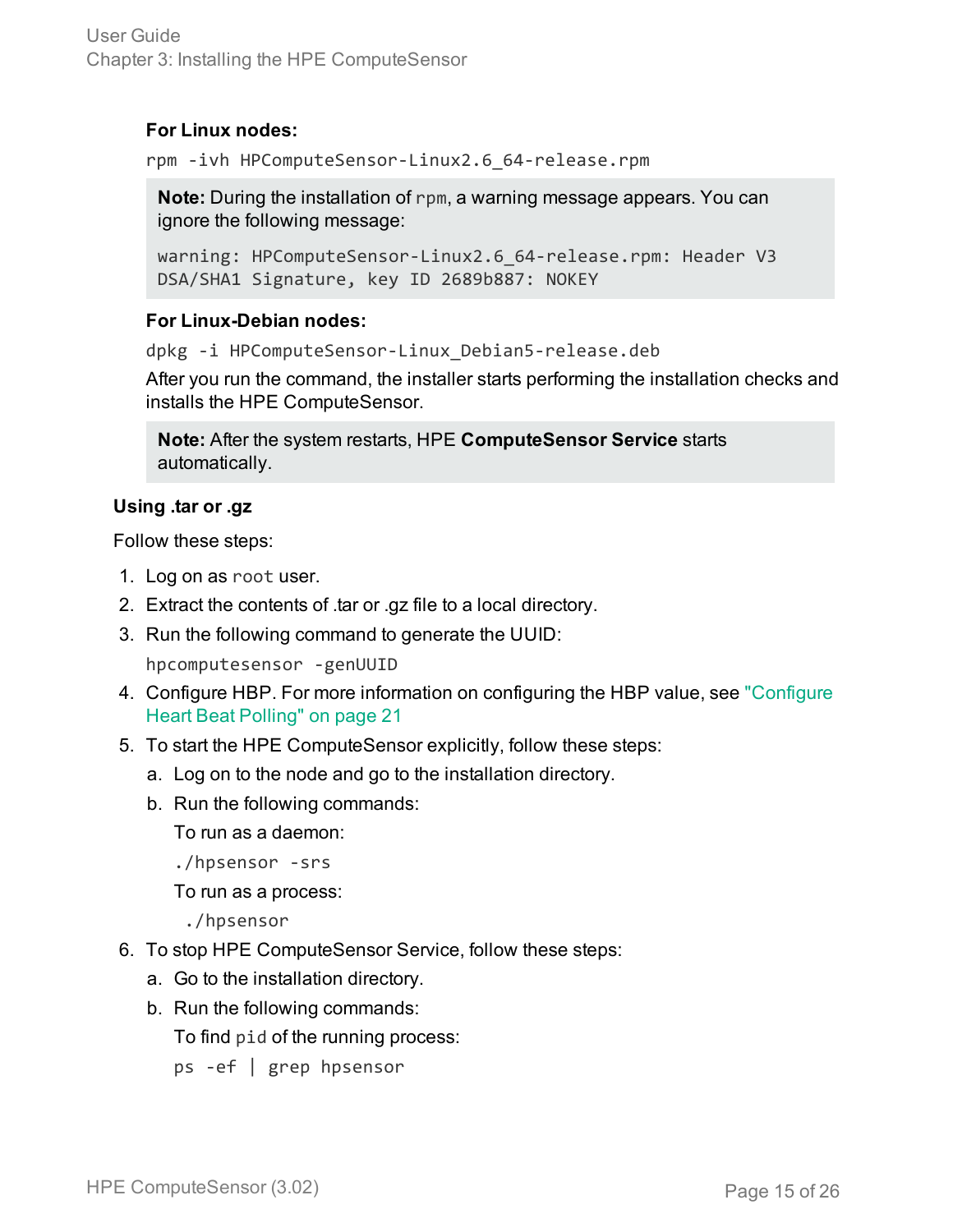**For Linux nodes:**

```
rpm -ivh HPComputeSensor-Linux2.6_64-release.rpm
```

> **Note:** During the installation of `rpm`, a warning message appears. You can ignore the following message:
>
> ```
> warning: HPComputeSensor-Linux2.6_64-release.rpm: Header V3
> DSA/SHA1 Signature, key ID 2689b887: NOKEY
> ```

**For Linux-Debian nodes:**

```
dpkg -i HPComputeSensor-Linux_Debian5-release.deb
```

After you run the command, the installer starts performing the installation checks and installs the HPE ComputeSensor.

> **Note:** After the system restarts, HPE **ComputeSensor Service** starts automatically.

**Using .tar or .gz**

Follow these steps:

1. Log on as `root` user.
2. Extract the contents of .tar or .gz file to a local directory.
3. Run the following command to generate the UUID:

   ```
   hpcomputesensor -genUUID
   ```

4. Configure HBP. For more information on configuring the HBP value, see "Configure Heart Beat Polling" on page 21
5. To start the HPE ComputeSensor explicitly, follow these steps:
   a. Log on to the node and go to the installation directory.
   b. Run the following commands:

      To run as a daemon:

      ```
      ./hpsensor -srs
      ```

      To run as a process:

      ```
      ./hpsensor
      ```

6. To stop HPE ComputeSensor Service, follow these steps:
   a. Go to the installation directory.
   b. Run the following commands:

      To find `pid` of the running process:

      ```
      ps -ef | grep hpsensor
      ```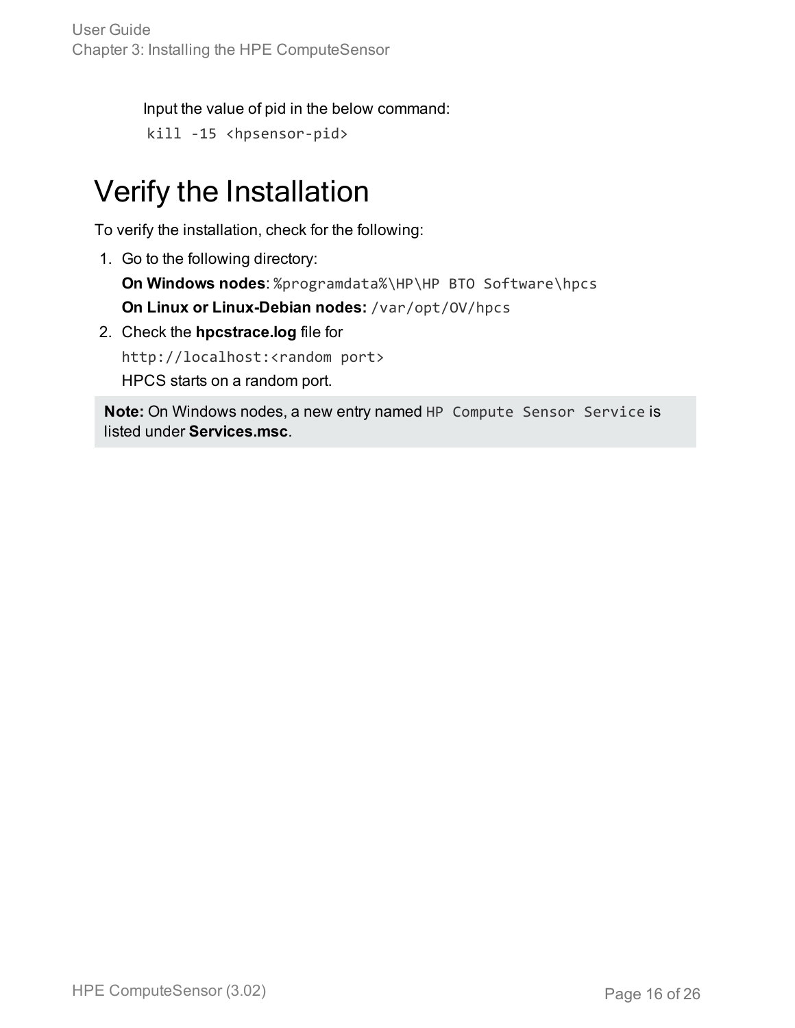Input the value of pid in the below command:

```
kill -15 <hpsensor-pid>
```

# Verify the Installation

To verify the installation, check for the following:

1. Go to the following directory:

   **On Windows nodes**: `%programdata%\HP\HP BTO Software\hpcs`

   **On Linux or Linux-Debian nodes:** `/var/opt/OV/hpcs`

2. Check the **hpcstrace.log** file for

   `http://localhost:<random port>`

   HPCS starts on a random port.

> **Note:** On Windows nodes, a new entry named `HP Compute Sensor Service` is listed under **Services.msc**.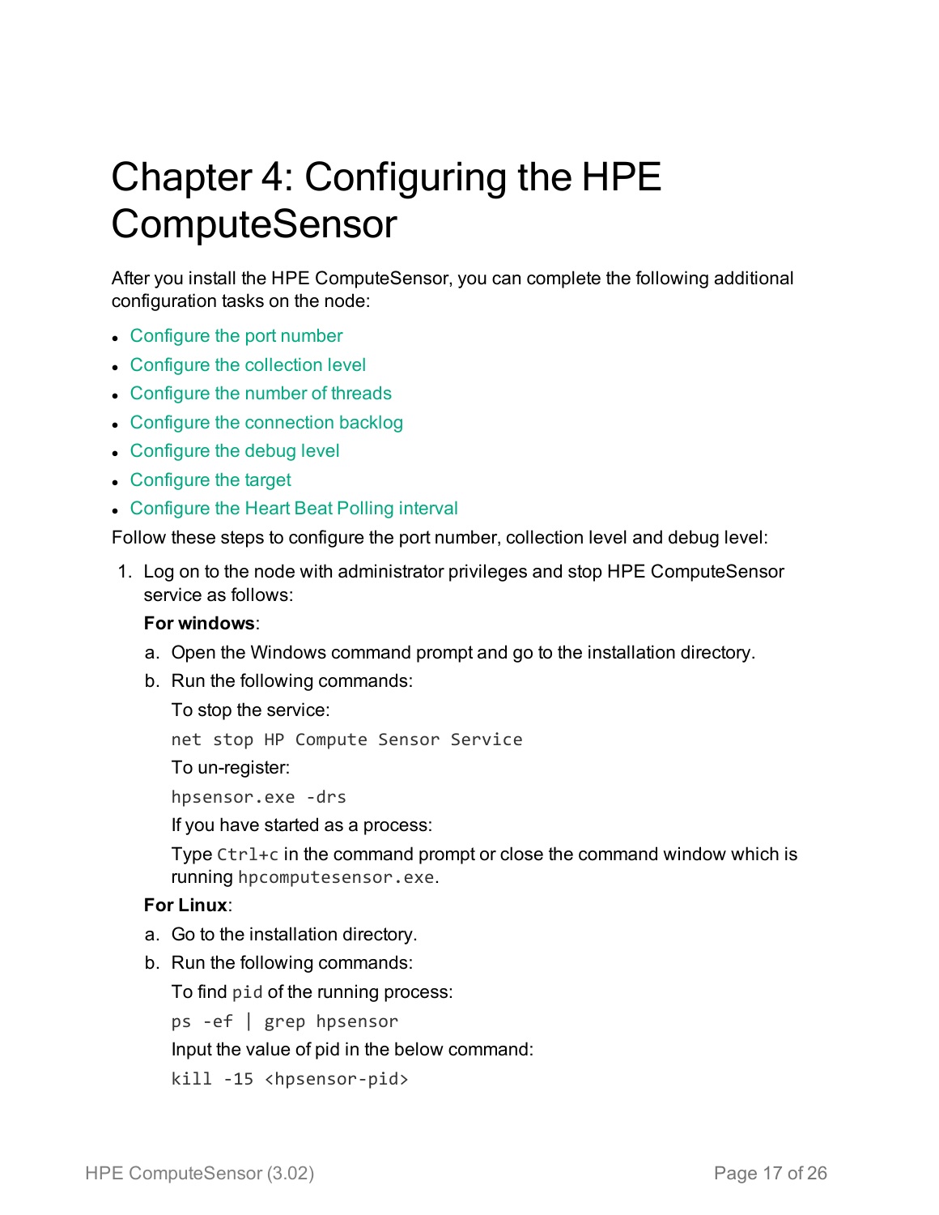# Chapter 4: Configuring the HPE ComputeSensor

After you install the HPE ComputeSensor, you can complete the following additional configuration tasks on the node:

- Configure the port number
- Configure the collection level
- Configure the number of threads
- Configure the connection backlog
- Configure the debug level
- Configure the target
- Configure the Heart Beat Polling interval

Follow these steps to configure the port number, collection level and debug level:

1. Log on to the node with administrator privileges and stop HPE ComputeSensor service as follows:

   **For windows**:

   a. Open the Windows command prompt and go to the installation directory.

   b. Run the following commands:

      To stop the service:

      ```
      net stop HP Compute Sensor Service
      ```

      To un-register:

      ```
      hpsensor.exe -drs
      ```

      If you have started as a process:

      Type `Ctrl+c` in the command prompt or close the command window which is running `hpcomputesensor.exe`.

   **For Linux**:

   a. Go to the installation directory.

   b. Run the following commands:

      To find `pid` of the running process:

      ```
      ps -ef | grep hpsensor
      ```

      Input the value of pid in the below command:

      ```
      kill -15 <hpsensor-pid>
      ```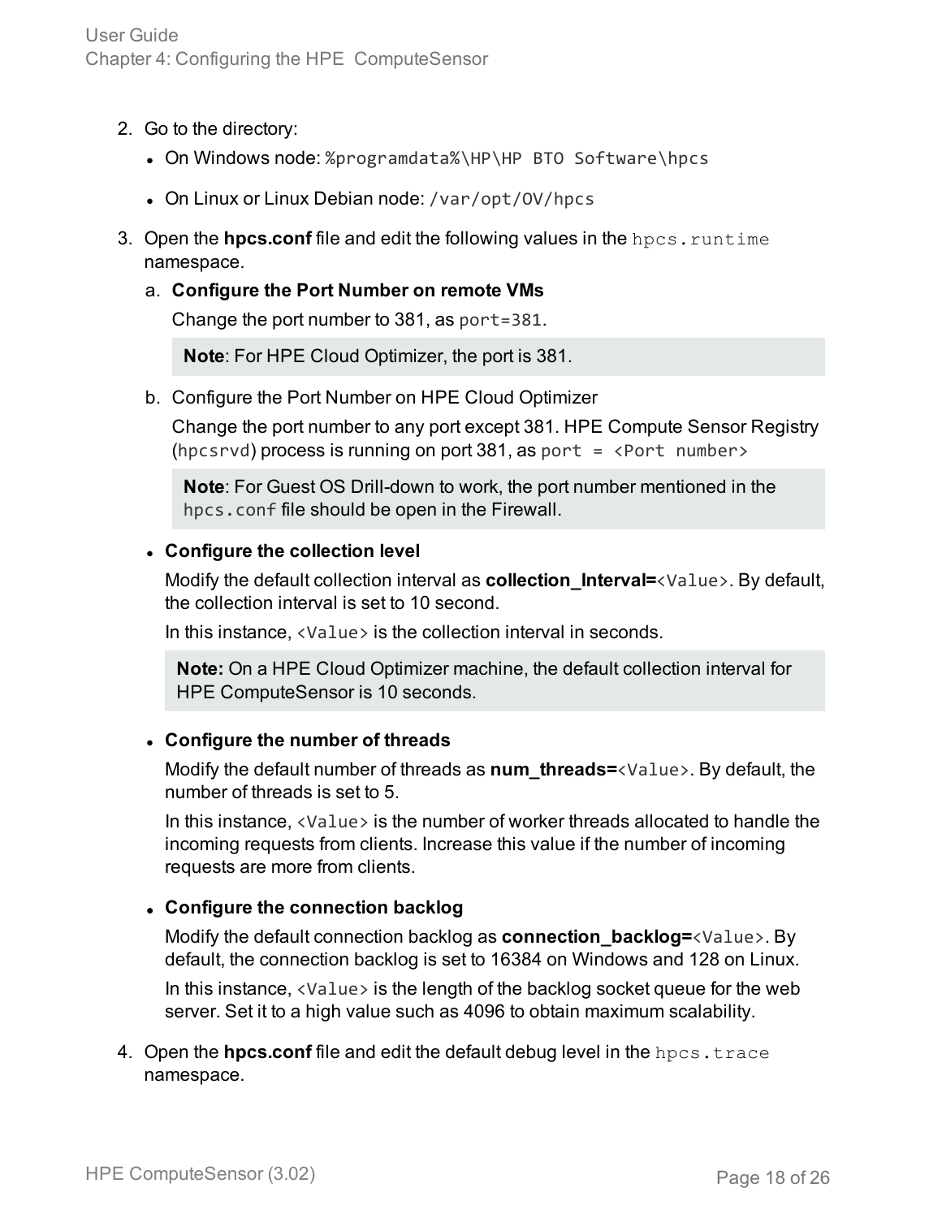2. Go to the directory:
   - On Windows node: `%programdata%\HP\HP BTO Software\hpcs`
   - On Linux or Linux Debian node: `/var/opt/OV/hpcs`
3. Open the **hpcs.conf** file and edit the following values in the `hpcs.runtime` namespace.
   a. **Configure the Port Number on remote VMs**

      Change the port number to 381, as `port=381`.

      > **Note**: For HPE Cloud Optimizer, the port is 381.

   b. Configure the Port Number on HPE Cloud Optimizer

      Change the port number to any port except 381. HPE Compute Sensor Registry (`hpcsrvd`) process is running on port 381, as `port = <Port number>`

      > **Note**: For Guest OS Drill-down to work, the port number mentioned in the `hpcs.conf` file should be open in the Firewall.

   - **Configure the collection level**

     Modify the default collection interval as **collection_Interval=**`<Value>`. By default, the collection interval is set to 10 second.

     In this instance, `<Value>` is the collection interval in seconds.

     > **Note:** On a HPE Cloud Optimizer machine, the default collection interval for HPE ComputeSensor is 10 seconds.

   - **Configure the number of threads**

     Modify the default number of threads as **num_threads=**`<Value>`. By default, the number of threads is set to 5.

     In this instance, `<Value>` is the number of worker threads allocated to handle the incoming requests from clients. Increase this value if the number of incoming requests are more from clients.

   - **Configure the connection backlog**

     Modify the default connection backlog as **connection_backlog=**`<Value>`. By default, the connection backlog is set to 16384 on Windows and 128 on Linux.

     In this instance, `<Value>` is the length of the backlog socket queue for the web server. Set it to a high value such as 4096 to obtain maximum scalability.

4. Open the **hpcs.conf** file and edit the default debug level in the `hpcs.trace` namespace.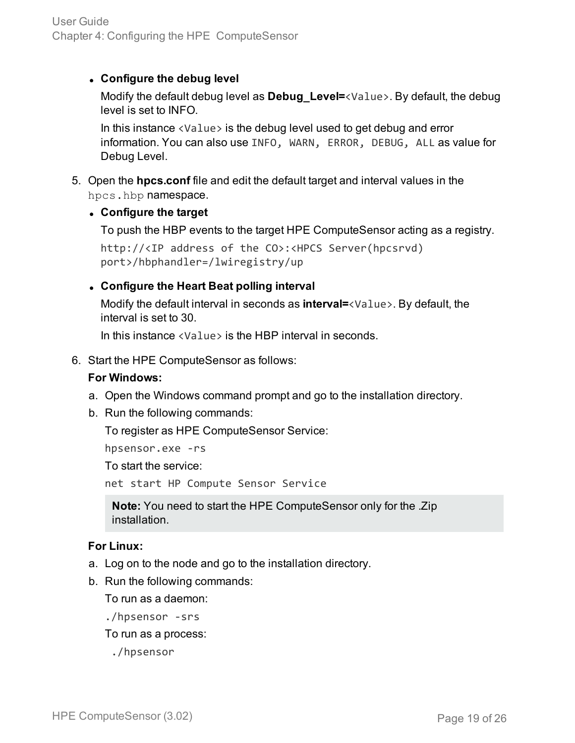- **Configure the debug level**

  Modify the default debug level as **Debug_Level=**`<Value>`. By default, the debug level is set to INFO.

  In this instance `<Value>` is the debug level used to get debug and error information. You can also use `INFO, WARN, ERROR, DEBUG, ALL` as value for Debug Level.

5. Open the **hpcs.conf** file and edit the default target and interval values in the `hpcs.hbp` namespace.

   - **Configure the target**

     To push the HBP events to the target HPE ComputeSensor acting as a registry.

     ```
     http://<IP address of the CO>:<HPCS Server(hpcsrvd)
     port>/hbphandler=/lwiregistry/up
     ```

   - **Configure the Heart Beat polling interval**

     Modify the default interval in seconds as **interval=**`<Value>`. By default, the interval is set to 30.

     In this instance `<Value>` is the HBP interval in seconds.

6. Start the HPE ComputeSensor as follows:

   **For Windows:**

   a. Open the Windows command prompt and go to the installation directory.

   b. Run the following commands:

      To register as HPE ComputeSensor Service:

      ```
      hpsensor.exe -rs
      ```

      To start the service:

      ```
      net start HP Compute Sensor Service
      ```

      > **Note:** You need to start the HPE ComputeSensor only for the .Zip installation.

   **For Linux:**

   a. Log on to the node and go to the installation directory.

   b. Run the following commands:

      To run as a daemon:

      ```
      ./hpsensor -srs
      ```

      To run as a process:

      ```
      ./hpsensor
      ```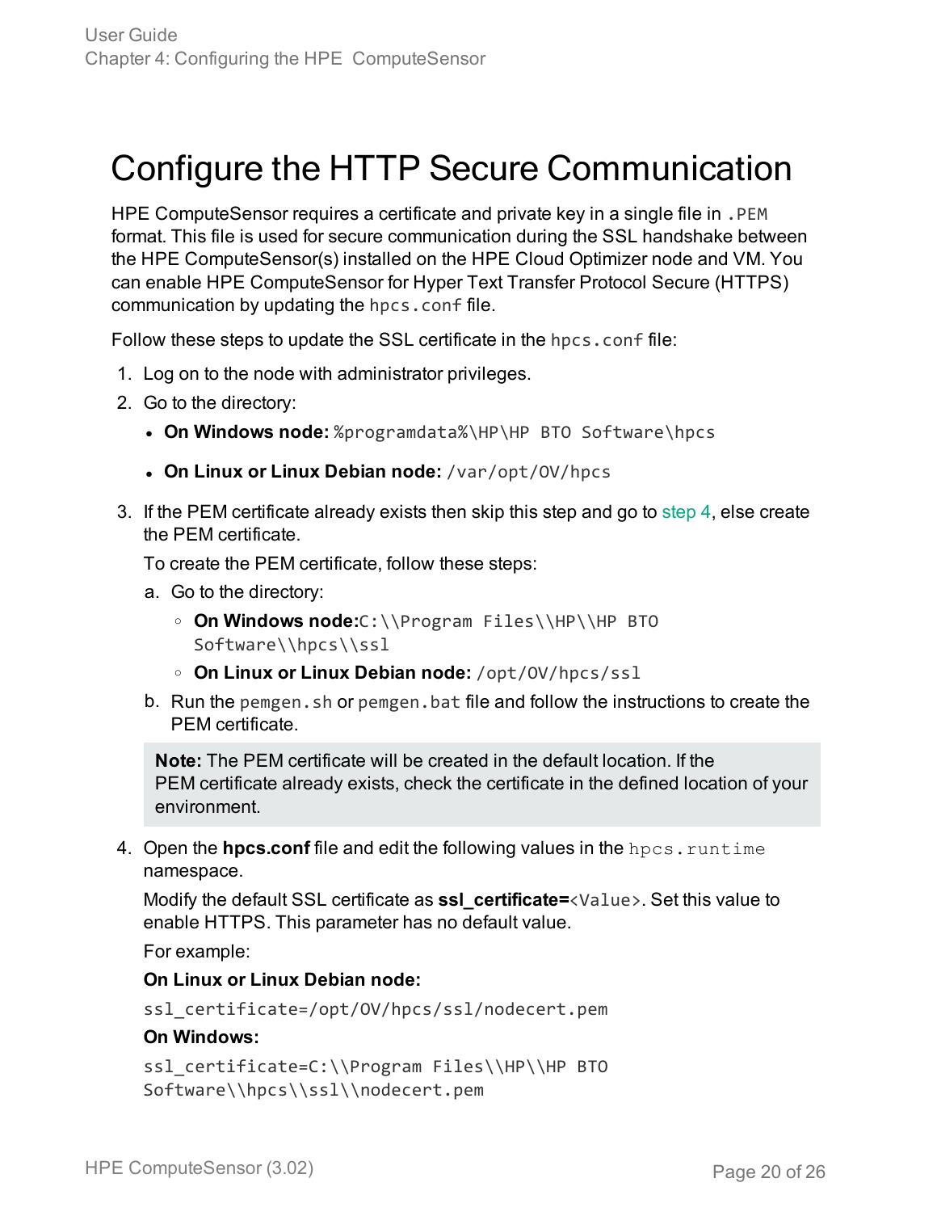# Configure the HTTP Secure Communication

HPE ComputeSensor requires a certificate and private key in a single file in `.PEM` format. This file is used for secure communication during the SSL handshake between the HPE ComputeSensor(s) installed on the HPE Cloud Optimizer node and VM. You can enable HPE ComputeSensor for Hyper Text Transfer Protocol Secure (HTTPS) communication by updating the `hpcs.conf` file.

Follow these steps to update the SSL certificate in the `hpcs.conf` file:

1. Log on to the node with administrator privileges.
2. Go to the directory:
   - **On Windows node:** `%programdata%\HP\HP BTO Software\hpcs`
   - **On Linux or Linux Debian node:** `/var/opt/OV/hpcs`
3. If the PEM certificate already exists then skip this step and go to step 4, else create the PEM certificate.

   To create the PEM certificate, follow these steps:

   a. Go to the directory:
      - **On Windows node:**`C:\\Program Files\\HP\\HP BTO Software\\hpcs\\ssl`
      - **On Linux or Linux Debian node:** `/opt/OV/hpcs/ssl`

   b. Run the `pemgen.sh` or `pemgen.bat` file and follow the instructions to create the PEM certificate.

   > **Note:** The PEM certificate will be created in the default location. If the PEM certificate already exists, check the certificate in the defined location of your environment.

4. Open the **hpcs.conf** file and edit the following values in the `hpcs.runtime` namespace.

   Modify the default SSL certificate as **ssl_certificate=**`<Value>`. Set this value to enable HTTPS. This parameter has no default value.

   For example:

   **On Linux or Linux Debian node:**

   ```
   ssl_certificate=/opt/OV/hpcs/ssl/nodecert.pem
   ```

   **On Windows:**

   ```
   ssl_certificate=C:\\Program Files\\HP\\HP BTO Software\\hpcs\\ssl\\nodecert.pem
   ```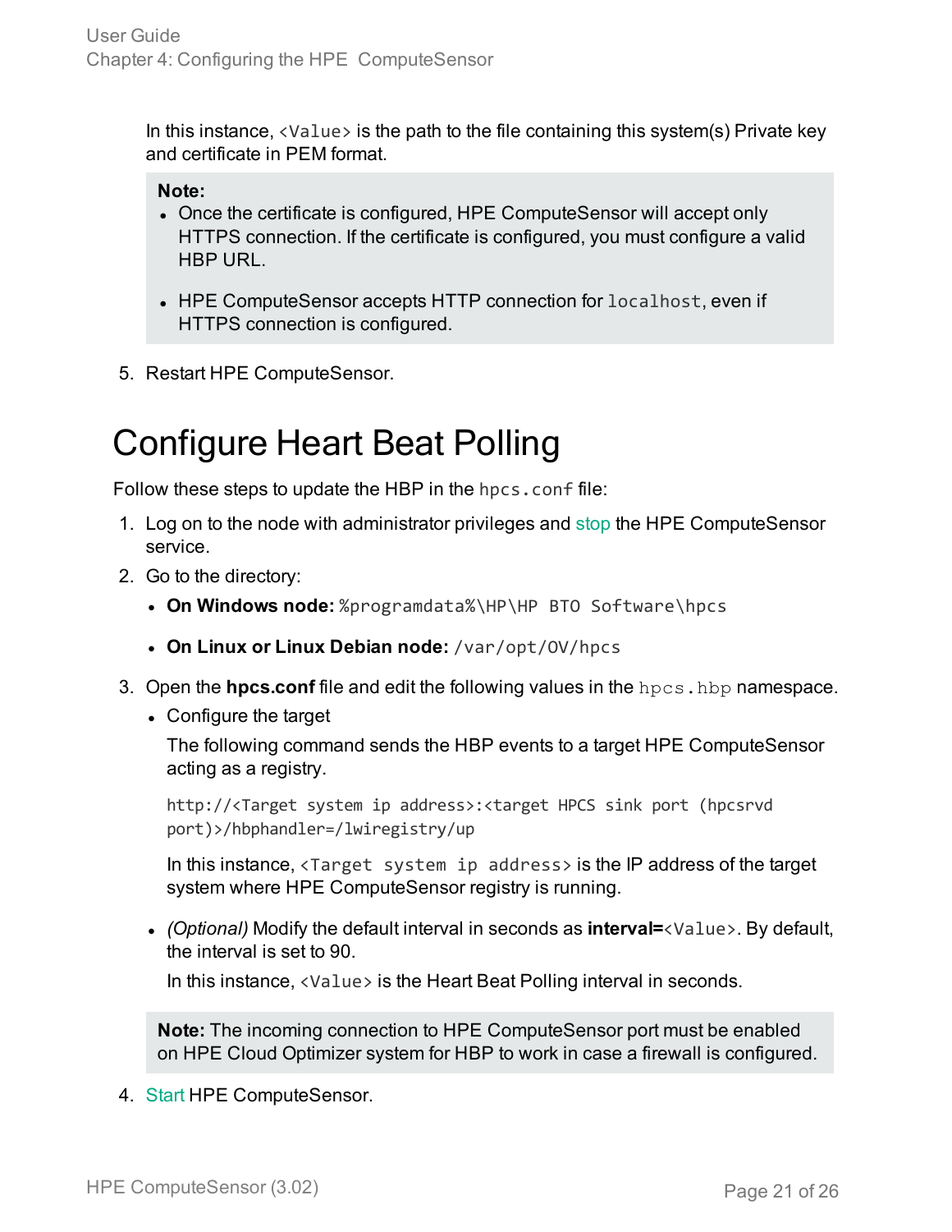In this instance, `<Value>` is the path to the file containing this system(s) Private key and certificate in PEM format.

> **Note:**
>
> - Once the certificate is configured, HPE ComputeSensor will accept only HTTPS connection. If the certificate is configured, you must configure a valid HBP URL.
> - HPE ComputeSensor accepts HTTP connection for `localhost`, even if HTTPS connection is configured.

5. Restart HPE ComputeSensor.

# Configure Heart Beat Polling

Follow these steps to update the HBP in the `hpcs.conf` file:

1. Log on to the node with administrator privileges and stop the HPE ComputeSensor service.
2. Go to the directory:
   - **On Windows node:** `%programdata%\HP\HP BTO Software\hpcs`
   - **On Linux or Linux Debian node:** `/var/opt/OV/hpcs`
3. Open the **hpcs.conf** file and edit the following values in the `hpcs.hbp` namespace.
   - Configure the target

     The following command sends the HBP events to a target HPE ComputeSensor acting as a registry.

     ```
     http://<Target system ip address>:<target HPCS sink port (hpcsrvd port)>/hbphandler=/lwiregistry/up
     ```

     In this instance, `<Target system ip address>` is the IP address of the target system where HPE ComputeSensor registry is running.

   - *(Optional)* Modify the default interval in seconds as **interval=**`<Value>`. By default, the interval is set to 90.

     In this instance, `<Value>` is the Heart Beat Polling interval in seconds.

   > **Note:** The incoming connection to HPE ComputeSensor port must be enabled on HPE Cloud Optimizer system for HBP to work in case a firewall is configured.

4. Start HPE ComputeSensor.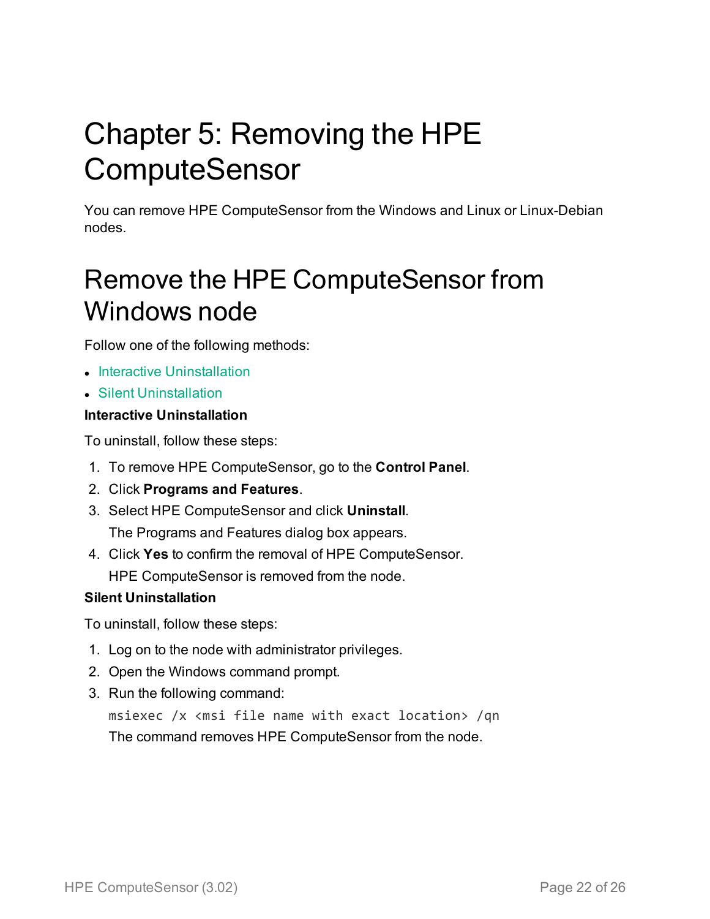# Chapter 5: Removing the HPE ComputeSensor

You can remove HPE ComputeSensor from the Windows and Linux or Linux-Debian nodes.

## Remove the HPE ComputeSensor from Windows node

Follow one of the following methods:

- Interactive Uninstallation
- Silent Uninstallation

**Interactive Uninstallation**

To uninstall, follow these steps:

1. To remove HPE ComputeSensor, go to the **Control Panel**.
2. Click **Programs and Features**.
3. Select HPE ComputeSensor and click **Uninstall**.

   The Programs and Features dialog box appears.
4. Click **Yes** to confirm the removal of HPE ComputeSensor.

   HPE ComputeSensor is removed from the node.

**Silent Uninstallation**

To uninstall, follow these steps:

1. Log on to the node with administrator privileges.
2. Open the Windows command prompt.
3. Run the following command:

   ```
   msiexec /x <msi file name with exact location> /qn
   ```

   The command removes HPE ComputeSensor from the node.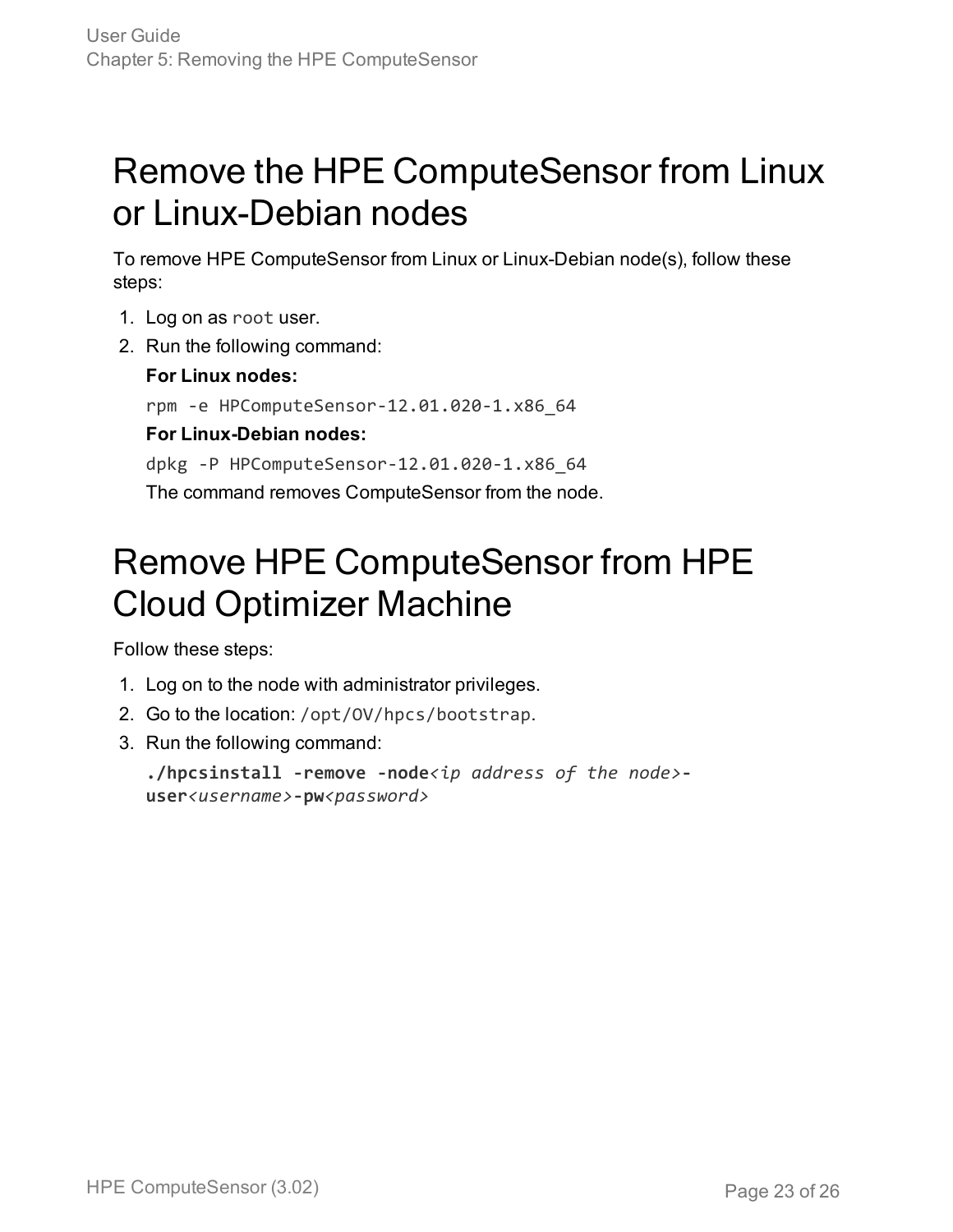# Remove the HPE ComputeSensor from Linux or Linux-Debian nodes

To remove HPE ComputeSensor from Linux or Linux-Debian node(s), follow these steps:

1. Log on as `root` user.
2. Run the following command:

   **For Linux nodes:**

   ```
   rpm -e HPComputeSensor-12.01.020-1.x86_64
   ```

   **For Linux-Debian nodes:**

   ```
   dpkg -P HPComputeSensor-12.01.020-1.x86_64
   ```

   The command removes ComputeSensor from the node.

# Remove HPE ComputeSensor from HPE Cloud Optimizer Machine

Follow these steps:

1. Log on to the node with administrator privileges.
2. Go to the location: `/opt/OV/hpcs/bootstrap`.
3. Run the following command:

   ```
   ./hpcsinstall -remove -node<ip address of the node>-user<username>-pw<password>
   ```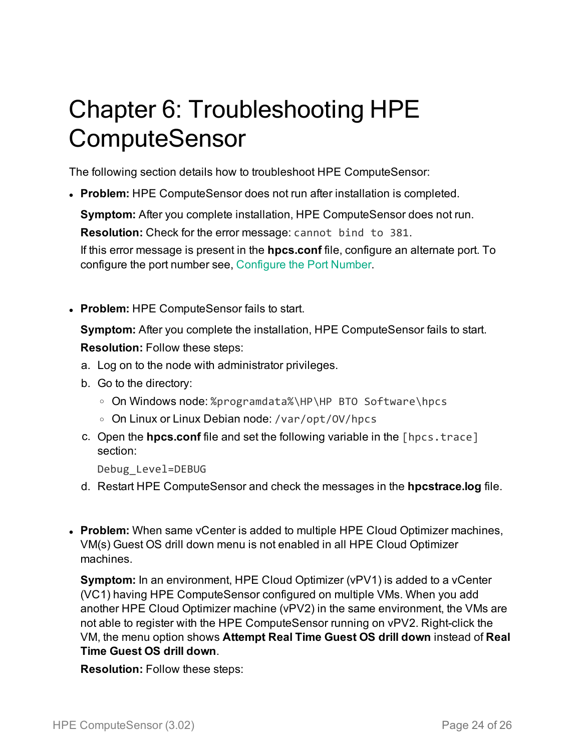# Chapter 6: Troubleshooting HPE ComputeSensor

The following section details how to troubleshoot HPE ComputeSensor:

- **Problem:** HPE ComputeSensor does not run after installation is completed.

  **Symptom:** After you complete installation, HPE ComputeSensor does not run.

  **Resolution:** Check for the error message: `cannot bind to 381`.

  If this error message is present in the **hpcs.conf** file, configure an alternate port. To configure the port number see, Configure the Port Number.

- **Problem:** HPE ComputeSensor fails to start.

  **Symptom:** After you complete the installation, HPE ComputeSensor fails to start.

  **Resolution:** Follow these steps:

  a. Log on to the node with administrator privileges.

  b. Go to the directory:
     - On Windows node: `%programdata%\HP\HP BTO Software\hpcs`
     - On Linux or Linux Debian node: `/var/opt/OV/hpcs`

  c. Open the **hpcs.conf** file and set the following variable in the `[hpcs.trace]` section:

     ```
     Debug_Level=DEBUG
     ```

  d. Restart HPE ComputeSensor and check the messages in the **hpcstrace.log** file.

- **Problem:** When same vCenter is added to multiple HPE Cloud Optimizer machines, VM(s) Guest OS drill down menu is not enabled in all HPE Cloud Optimizer machines.

  **Symptom:** In an environment, HPE Cloud Optimizer (vPV1) is added to a vCenter (VC1) having HPE ComputeSensor configured on multiple VMs. When you add another HPE Cloud Optimizer machine (vPV2) in the same environment, the VMs are not able to register with the HPE ComputeSensor running on vPV2. Right-click the VM, the menu option shows **Attempt Real Time Guest OS drill down** instead of **Real Time Guest OS drill down**.

  **Resolution:** Follow these steps: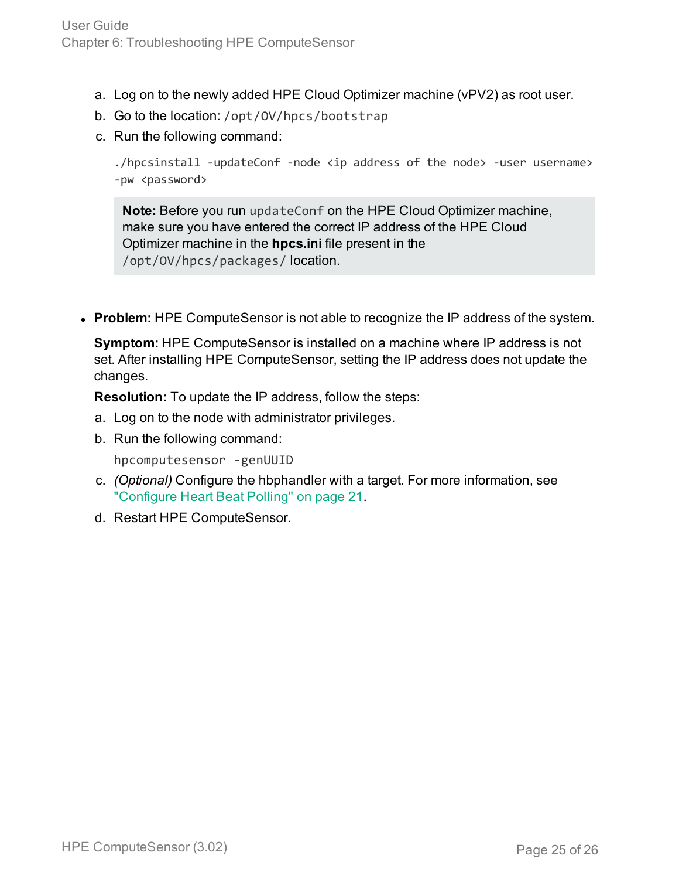a. Log on to the newly added HPE Cloud Optimizer machine (vPV2) as root user.
b. Go to the location: `/opt/OV/hpcs/bootstrap`
c. Run the following command:

```
./hpcsinstall -updateConf -node <ip address of the node> -user username>
-pw <password>
```

> **Note:** Before you run `updateConf` on the HPE Cloud Optimizer machine, make sure you have entered the correct IP address of the HPE Cloud Optimizer machine in the **hpcs.ini** file present in the `/opt/OV/hpcs/packages/` location.

- **Problem:** HPE ComputeSensor is not able to recognize the IP address of the system.

  **Symptom:** HPE ComputeSensor is installed on a machine where IP address is not set. After installing HPE ComputeSensor, setting the IP address does not update the changes.

  **Resolution:** To update the IP address, follow the steps:

  a. Log on to the node with administrator privileges.
  b. Run the following command:

  ```
  hpcomputesensor -genUUID
  ```

  c. *(Optional)* Configure the hbphandler with a target. For more information, see "Configure Heart Beat Polling" on page 21.
  d. Restart HPE ComputeSensor.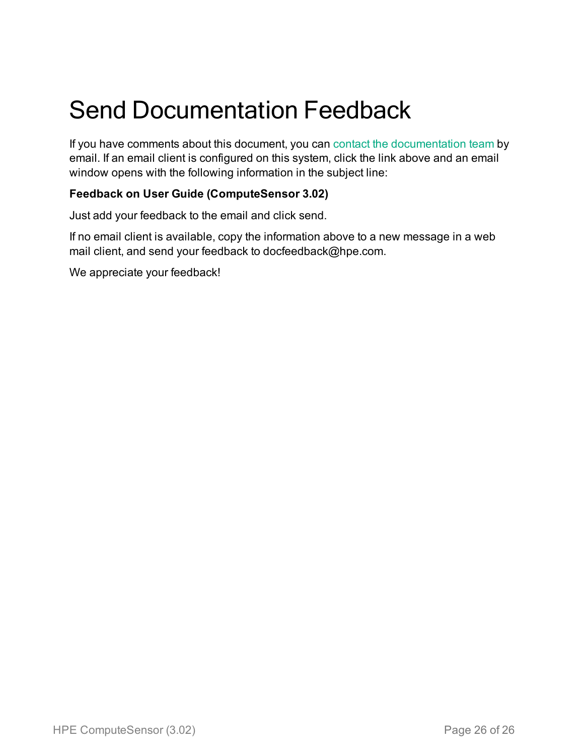# Send Documentation Feedback

If you have comments about this document, you can contact the documentation team by email. If an email client is configured on this system, click the link above and an email window opens with the following information in the subject line:

**Feedback on User Guide (ComputeSensor 3.02)**

Just add your feedback to the email and click send.

If no email client is available, copy the information above to a new message in a web mail client, and send your feedback to docfeedback@hpe.com.

We appreciate your feedback!